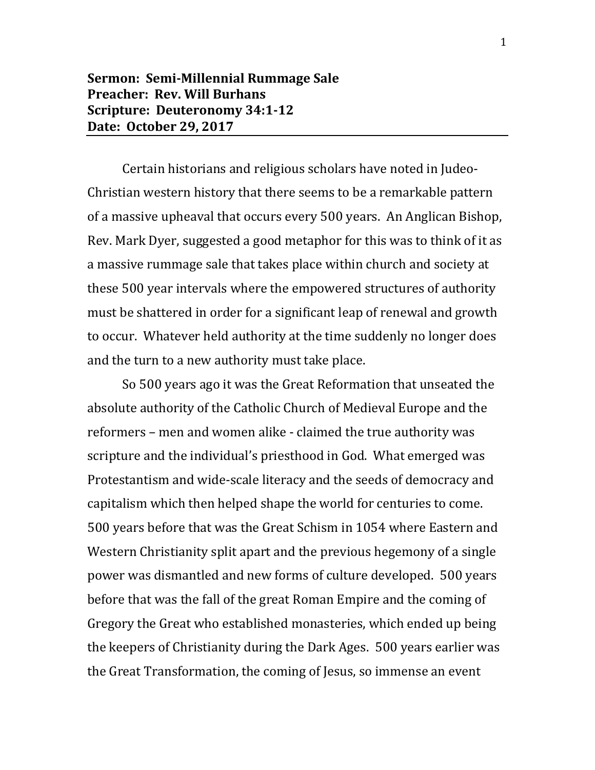**Sermon: Semi-Millennial Rummage Sale**
**Preacher: Rev. Will Burhans**
**Scripture: Deuteronomy 34:1-12**
**Date: October 29, 2017**

---

Certain historians and religious scholars have noted in Judeo-Christian western history that there seems to be a remarkable pattern of a massive upheaval that occurs every 500 years. An Anglican Bishop, Rev. Mark Dyer, suggested a good metaphor for this was to think of it as a massive rummage sale that takes place within church and society at these 500 year intervals where the empowered structures of authority must be shattered in order for a significant leap of renewal and growth to occur. Whatever held authority at the time suddenly no longer does and the turn to a new authority must take place.

So 500 years ago it was the Great Reformation that unseated the absolute authority of the Catholic Church of Medieval Europe and the reformers – men and women alike - claimed the true authority was scripture and the individual's priesthood in God. What emerged was Protestantism and wide-scale literacy and the seeds of democracy and capitalism which then helped shape the world for centuries to come. 500 years before that was the Great Schism in 1054 where Eastern and Western Christianity split apart and the previous hegemony of a single power was dismantled and new forms of culture developed. 500 years before that was the fall of the great Roman Empire and the coming of Gregory the Great who established monasteries, which ended up being the keepers of Christianity during the Dark Ages. 500 years earlier was the Great Transformation, the coming of Jesus, so immense an event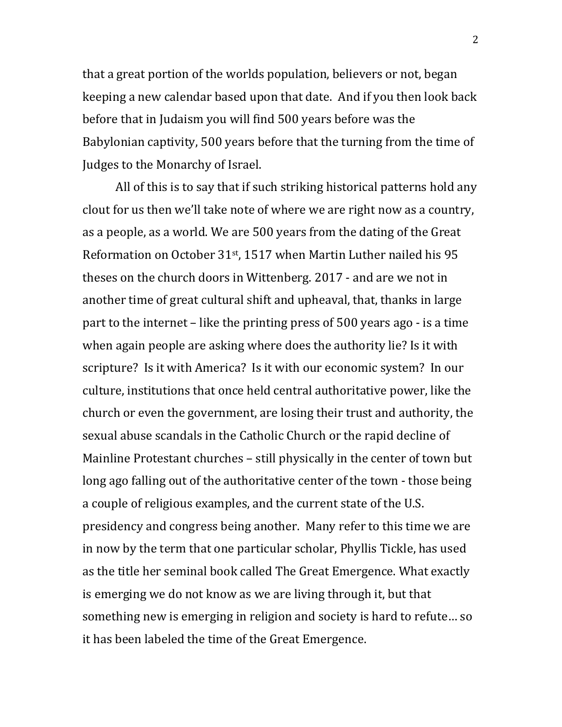that a great portion of the worlds population, believers or not, began keeping a new calendar based upon that date. And if you then look back before that in Judaism you will find 500 years before was the Babylonian captivity, 500 years before that the turning from the time of Judges to the Monarchy of Israel.

All of this is to say that if such striking historical patterns hold any clout for us then we'll take note of where we are right now as a country, as a people, as a world. We are 500 years from the dating of the Great Reformation on October 31st, 1517 when Martin Luther nailed his 95 theses on the church doors in Wittenberg. 2017 - and are we not in another time of great cultural shift and upheaval, that, thanks in large part to the internet – like the printing press of 500 years ago - is a time when again people are asking where does the authority lie? Is it with scripture? Is it with America? Is it with our economic system? In our culture, institutions that once held central authoritative power, like the church or even the government, are losing their trust and authority, the sexual abuse scandals in the Catholic Church or the rapid decline of Mainline Protestant churches – still physically in the center of town but long ago falling out of the authoritative center of the town - those being a couple of religious examples, and the current state of the U.S. presidency and congress being another. Many refer to this time we are in now by the term that one particular scholar, Phyllis Tickle, has used as the title her seminal book called The Great Emergence. What exactly is emerging we do not know as we are living through it, but that something new is emerging in religion and society is hard to refute… so it has been labeled the time of the Great Emergence.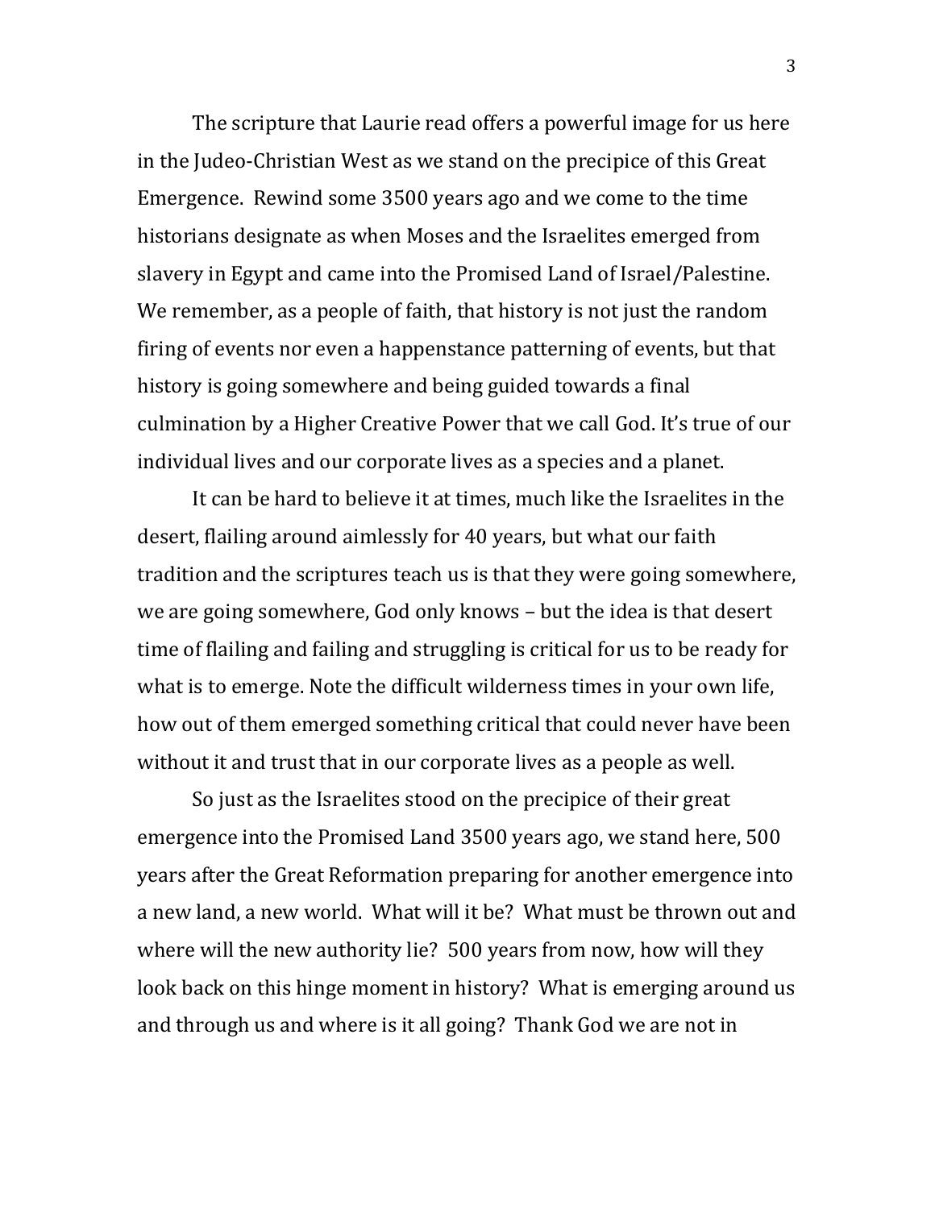The scripture that Laurie read offers a powerful image for us here in the Judeo-Christian West as we stand on the precipice of this Great Emergence. Rewind some 3500 years ago and we come to the time historians designate as when Moses and the Israelites emerged from slavery in Egypt and came into the Promised Land of Israel/Palestine. We remember, as a people of faith, that history is not just the random firing of events nor even a happenstance patterning of events, but that history is going somewhere and being guided towards a final culmination by a Higher Creative Power that we call God. It's true of our individual lives and our corporate lives as a species and a planet.

It can be hard to believe it at times, much like the Israelites in the desert, flailing around aimlessly for 40 years, but what our faith tradition and the scriptures teach us is that they were going somewhere, we are going somewhere, God only knows – but the idea is that desert time of flailing and failing and struggling is critical for us to be ready for what is to emerge. Note the difficult wilderness times in your own life, how out of them emerged something critical that could never have been without it and trust that in our corporate lives as a people as well.

So just as the Israelites stood on the precipice of their great emergence into the Promised Land 3500 years ago, we stand here, 500 years after the Great Reformation preparing for another emergence into a new land, a new world. What will it be? What must be thrown out and where will the new authority lie? 500 years from now, how will they look back on this hinge moment in history? What is emerging around us and through us and where is it all going? Thank God we are not in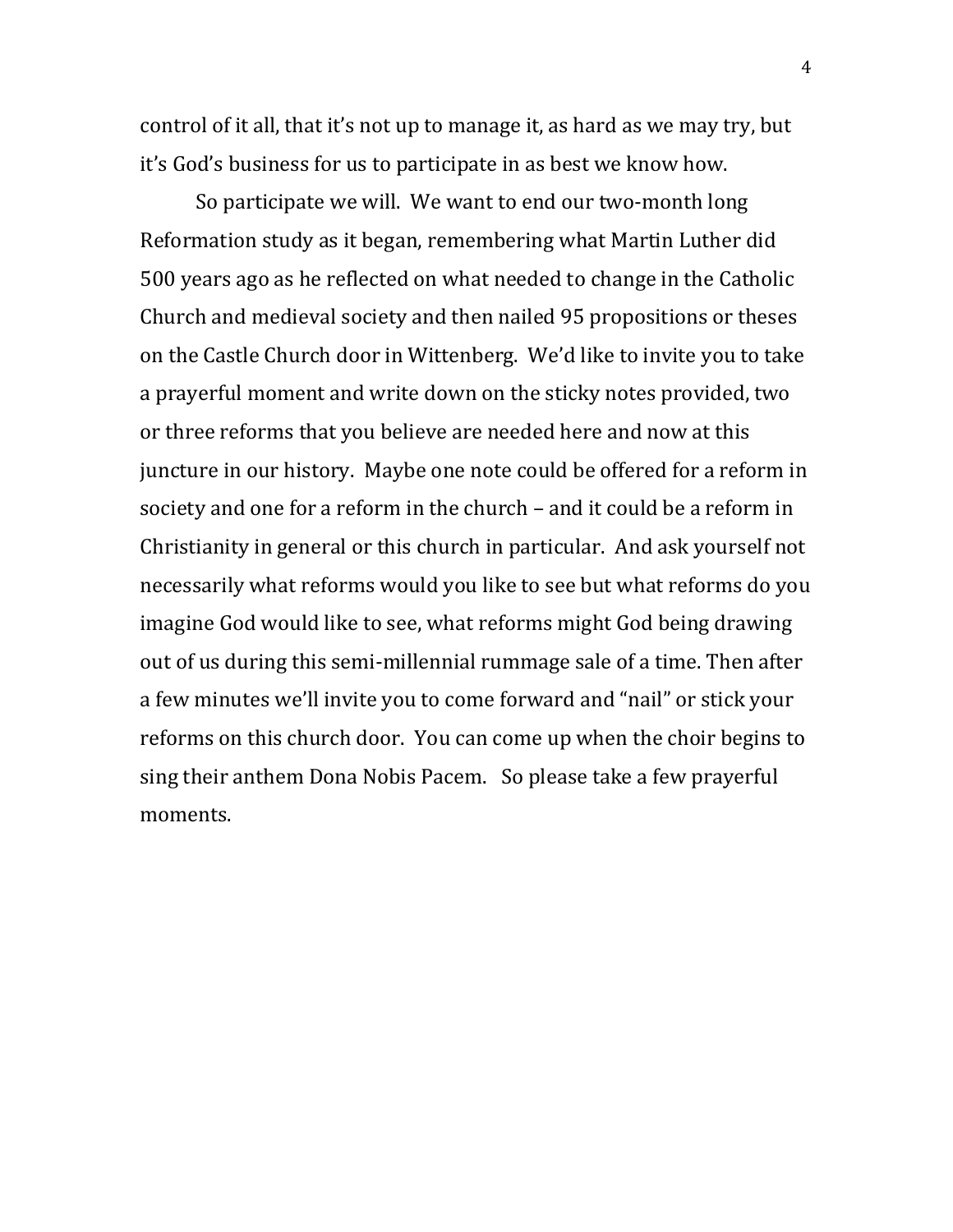control of it all, that it's not up to manage it, as hard as we may try, but it's God's business for us to participate in as best we know how.

So participate we will. We want to end our two-month long Reformation study as it began, remembering what Martin Luther did 500 years ago as he reflected on what needed to change in the Catholic Church and medieval society and then nailed 95 propositions or theses on the Castle Church door in Wittenberg. We'd like to invite you to take a prayerful moment and write down on the sticky notes provided, two or three reforms that you believe are needed here and now at this juncture in our history. Maybe one note could be offered for a reform in society and one for a reform in the church – and it could be a reform in Christianity in general or this church in particular. And ask yourself not necessarily what reforms would you like to see but what reforms do you imagine God would like to see, what reforms might God being drawing out of us during this semi-millennial rummage sale of a time. Then after a few minutes we'll invite you to come forward and "nail" or stick your reforms on this church door. You can come up when the choir begins to sing their anthem Dona Nobis Pacem. So please take a few prayerful moments.